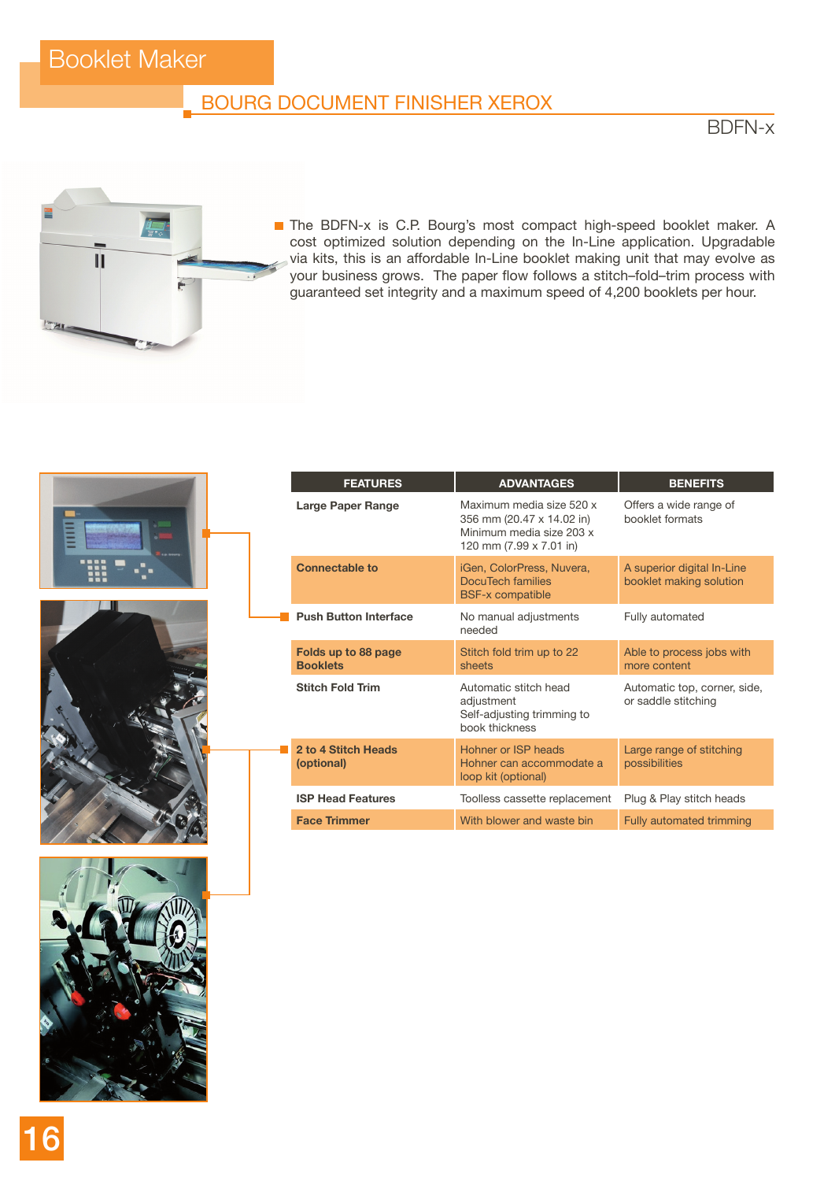# Booklet Maker

## BOURG DOCUMENT FINISHER XEROX

### BDFN-x

The BDFN-x is C.P. Bourg's most compact high-speed booklet maker. A cost optimized solution depending on the In-Line application. Upgradable via kits, this is an affordable In-Line booklet making unit that may evolve as your business grows. The paper flow follows a stitch–fold–trim process with guaranteed set integrity and a maximum speed of 4,200 booklets per hour.

| FEATURES | ADVANTAGES | BENEFITS |
|---|---|---|
| **Large Paper Range** | Maximum media size 520 x 356 mm (20.47 x 14.02 in) Minimum media size 203 x 120 mm (7.99 x 7.01 in) | Offers a wide range of booklet formats |
| **Connectable to** | iGen, ColorPress, Nuvera, DocuTech families BSF-x compatible | A superior digital In-Line booklet making solution |
| **Push Button Interface** | No manual adjustments needed | Fully automated |
| **Folds up to 88 page Booklets** | Stitch fold trim up to 22 sheets | Able to process jobs with more content |
| **Stitch Fold Trim** | Automatic stitch head adjustment Self-adjusting trimming to book thickness | Automatic top, corner, side, or saddle stitching |
| **2 to 4 Stitch Heads (optional)** | Hohner or ISP heads Hohner can accommodate a loop kit (optional) | Large range of stitching possibilities |
| **ISP Head Features** | Toolless cassette replacement | Plug & Play stitch heads |
| **Face Trimmer** | With blower and waste bin | Fully automated trimming |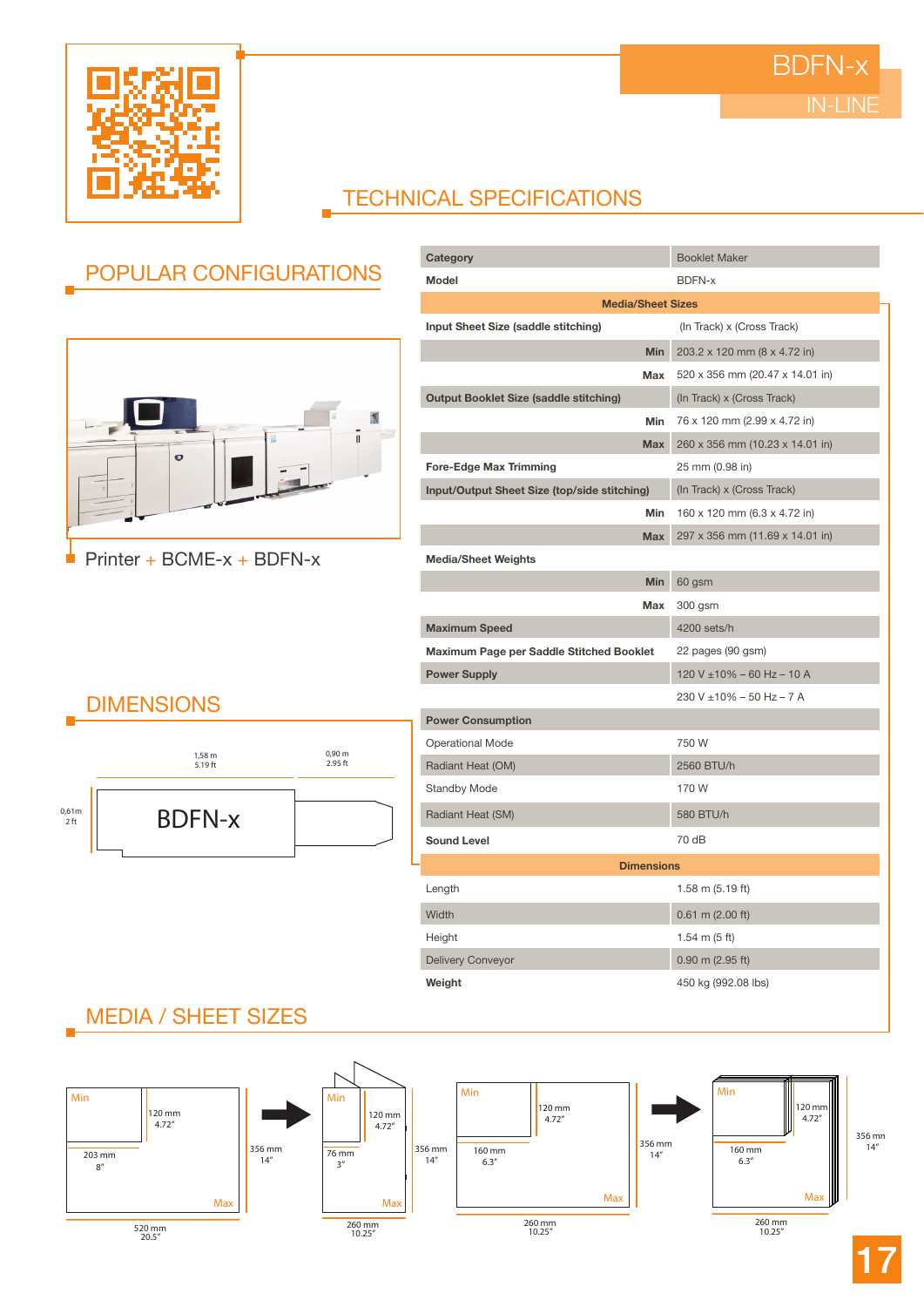# BDFN-x

IN-LINE

## TECHNICAL SPECIFICATIONS

## POPULAR CONFIGURATIONS

Printer + BCME-x + BDFN-x

## DIMENSIONS

1,58 m
5.19 ft

0,90 m
2.95 ft

0,61m
2 ft

BDFN-x

| Category | Booklet Maker |
|---|---|
| Model | BDFN-x |
| **Media/Sheet Sizes** | |
| Input Sheet Size (saddle stitching) | (In Track) x (Cross Track) |
| Min | 203.2 x 120 mm (8 x 4.72 in) |
| Max | 520 x 356 mm (20.47 x 14.01 in) |
| Output Booklet Size (saddle stitching) | (In Track) x (Cross Track) |
| Min | 76 x 120 mm (2.99 x 4.72 in) |
| Max | 260 x 356 mm (10.23 x 14.01 in) |
| Fore-Edge Max Trimming | 25 mm (0.98 in) |
| Input/Output Sheet Size (top/side stitching) | (In Track) x (Cross Track) |
| Min | 160 x 120 mm (6.3 x 4.72 in) |
| Max | 297 x 356 mm (11.69 x 14.01 in) |
| Media/Sheet Weights | |
| Min | 60 gsm |
| Max | 300 gsm |
| Maximum Speed | 4200 sets/h |
| Maximum Page per Saddle Stitched Booklet | 22 pages (90 gsm) |
| Power Supply | 120 V ±10% – 60 Hz – 10 A |
| | 230 V ±10% – 50 Hz – 7 A |
| Power Consumption | |
| Operational Mode | 750 W |
| Radiant Heat (OM) | 2560 BTU/h |
| Standby Mode | 170 W |
| Radiant Heat (SM) | 580 BTU/h |
| Sound Level | 70 dB |
| **Dimensions** | |
| Length | 1.58 m (5.19 ft) |
| Width | 0.61 m (2.00 ft) |
| Height | 1.54 m (5 ft) |
| Delivery Conveyor | 0.90 m (2.95 ft) |
| Weight | 450 kg (992.08 lbs) |

## MEDIA / SHEET SIZES

Min
120 mm
4.72"
203 mm
8"
Max
520 mm
20.5"
356 mm
14"

Min
120 mm
4.72"
76 mm
3"
Max
260 mm
10.25"
356 mm
14"

Min
120 mm
4.72"
160 mm
6.3"
Max
260 mm
10.25"
356 mm
14"

Min
120 mm
4.72"
160 mm
6.3"
Max
260 mm
10.25"
356 mm
14"